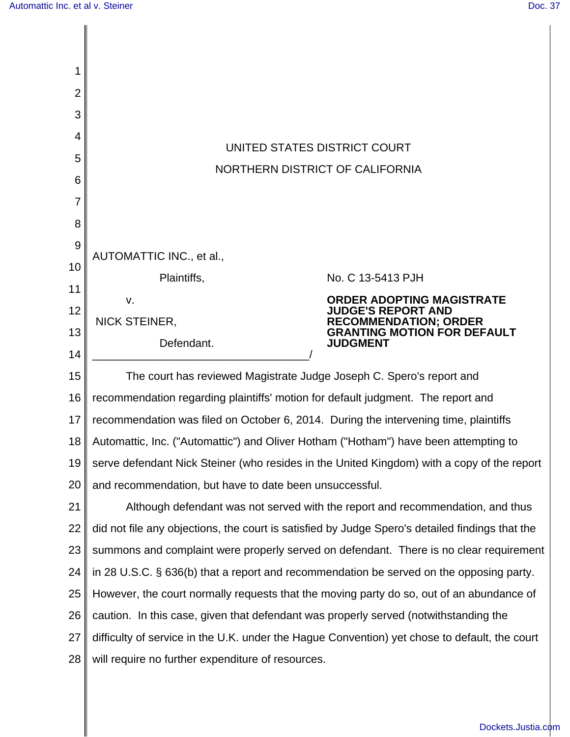UNITED STATES DISTRICT COURT

NORTHERN DISTRICT OF CALIFORNIA

AUTOMATTIC INC., et al.,

Plaintiffs,

v.

NICK STEINER,

Defendant.

_______________________________________/

No. C 13-5413 PJH

**ORDER ADOPTING MAGISTRATE JUDGE'S REPORT AND RECOMMENDATION; ORDER GRANTING MOTION FOR DEFAULT JUDGMENT**

The court has reviewed Magistrate Judge Joseph C. Spero's report and recommendation regarding plaintiffs' motion for default judgment. The report and recommendation was filed on October 6, 2014. During the intervening time, plaintiffs Automattic, Inc. ("Automattic") and Oliver Hotham ("Hotham") have been attempting to serve defendant Nick Steiner (who resides in the United Kingdom) with a copy of the report and recommendation, but have to date been unsuccessful.

Although defendant was not served with the report and recommendation, and thus did not file any objections, the court is satisfied by Judge Spero's detailed findings that the summons and complaint were properly served on defendant. There is no clear requirement in 28 U.S.C. § 636(b) that a report and recommendation be served on the opposing party. However, the court normally requests that the moving party do so, out of an abundance of caution. In this case, given that defendant was properly served (notwithstanding the difficulty of service in the U.K. under the Hague Convention) yet chose to default, the court will require no further expenditure of resources.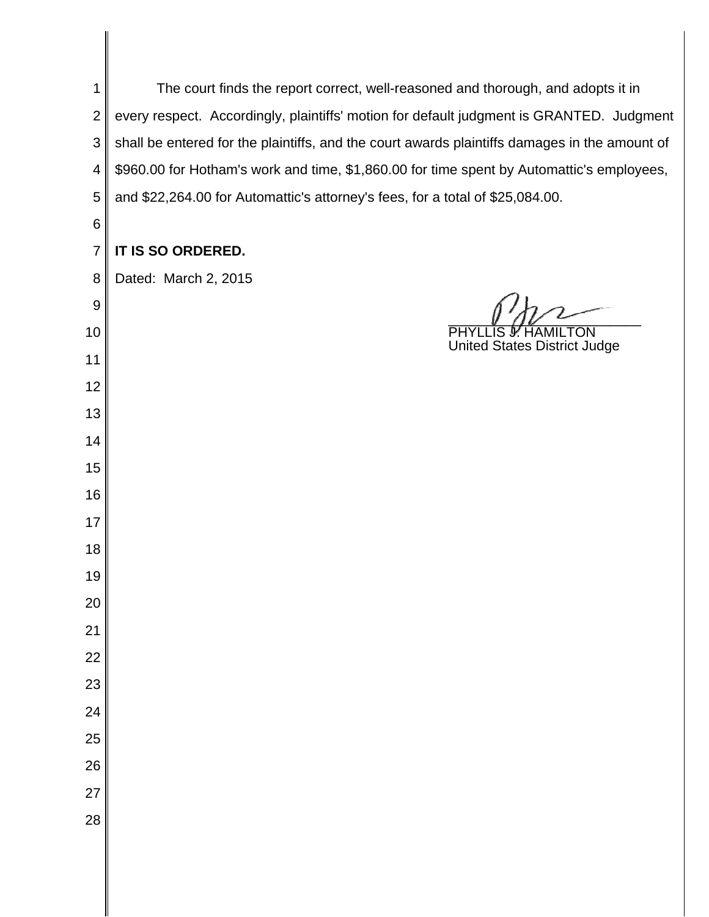The court finds the report correct, well-reasoned and thorough, and adopts it in every respect. Accordingly, plaintiffs' motion for default judgment is GRANTED. Judgment shall be entered for the plaintiffs, and the court awards plaintiffs damages in the amount of $960.00 for Hotham's work and time, $1,860.00 for time spent by Automattic's employees, and $22,264.00 for Automattic's attorney's fees, for a total of $25,084.00.

**IT IS SO ORDERED.**

Dated: March 2, 2015

PHYLLIS J. HAMILTON
United States District Judge